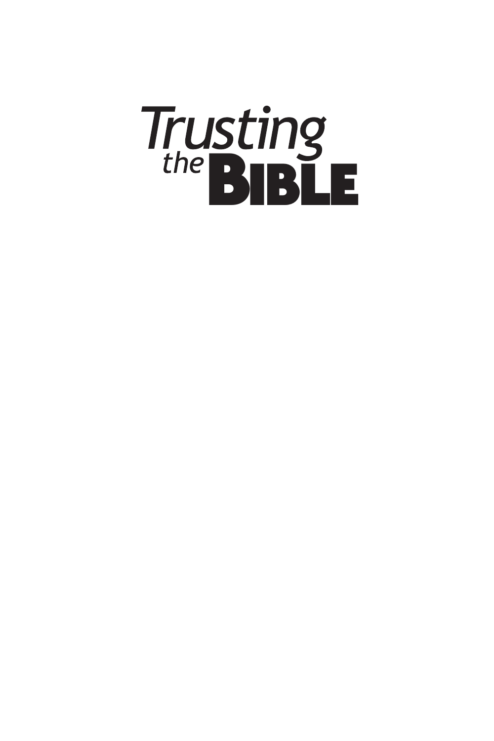# Trusting the BIBLE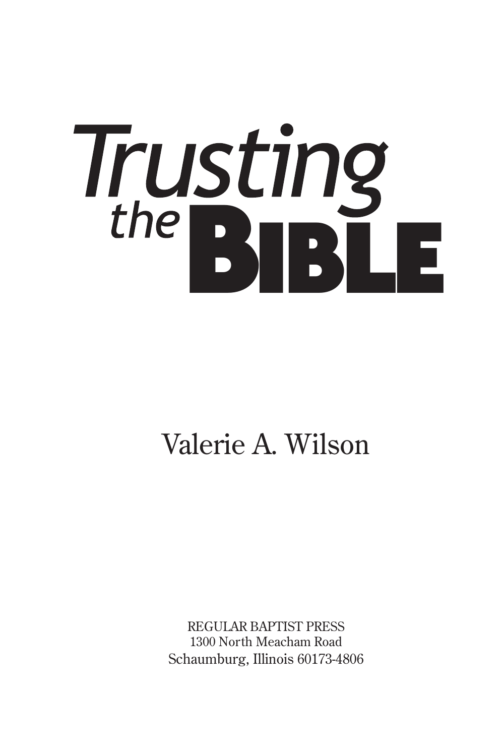# Trusting the BIBLE

Valerie A. Wilson

REGULAR BAPTIST PRESS
1300 North Meacham Road
Schaumburg, Illinois 60173-4806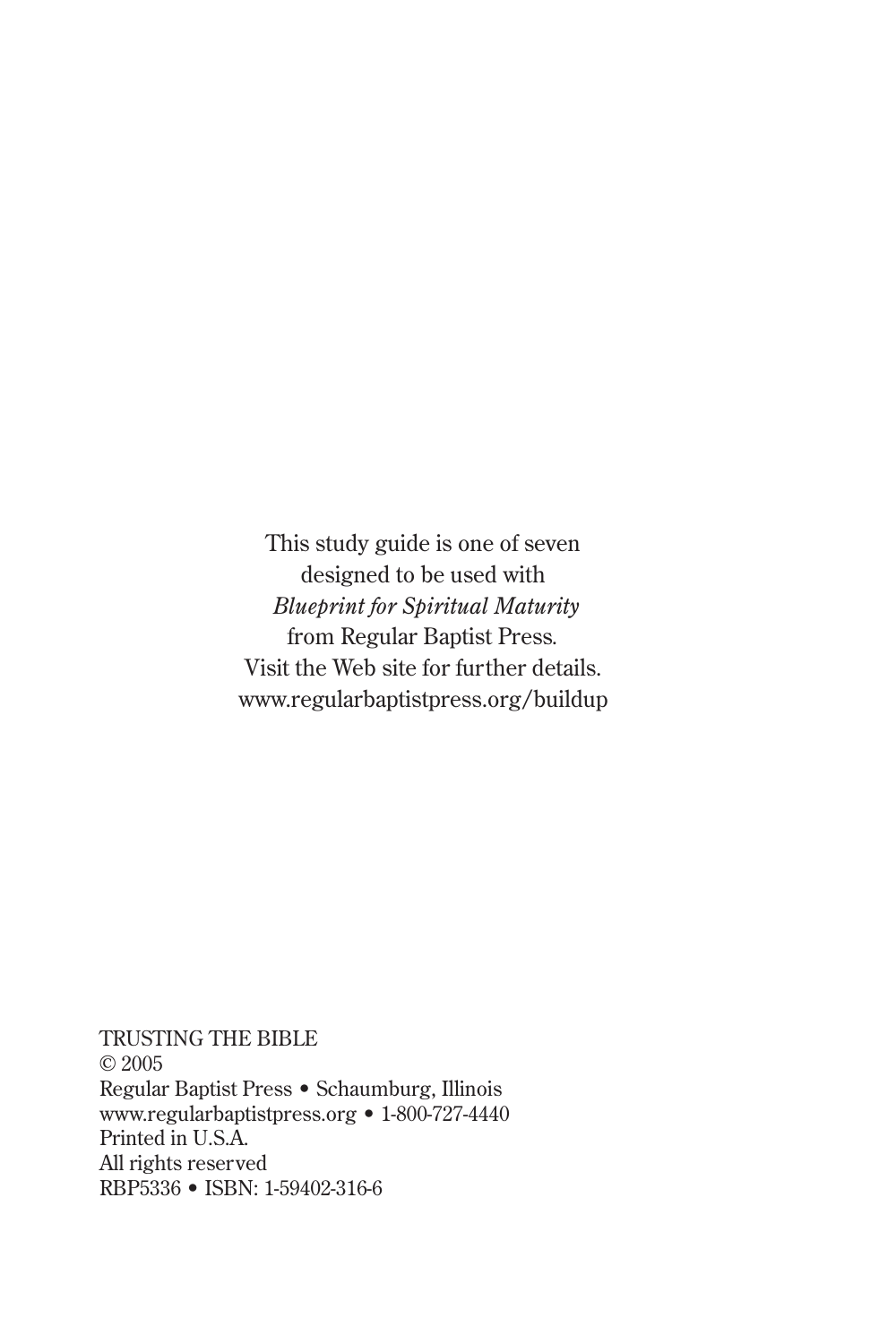This study guide is one of seven
designed to be used with
*Blueprint for Spiritual Maturity*
from Regular Baptist Press.
Visit the Web site for further details.
www.regularbaptistpress.org/buildup

TRUSTING THE BIBLE
© 2005
Regular Baptist Press • Schaumburg, Illinois
www.regularbaptistpress.org • 1-800-727-4440
Printed in U.S.A.
All rights reserved
RBP5336 • ISBN: 1-59402-316-6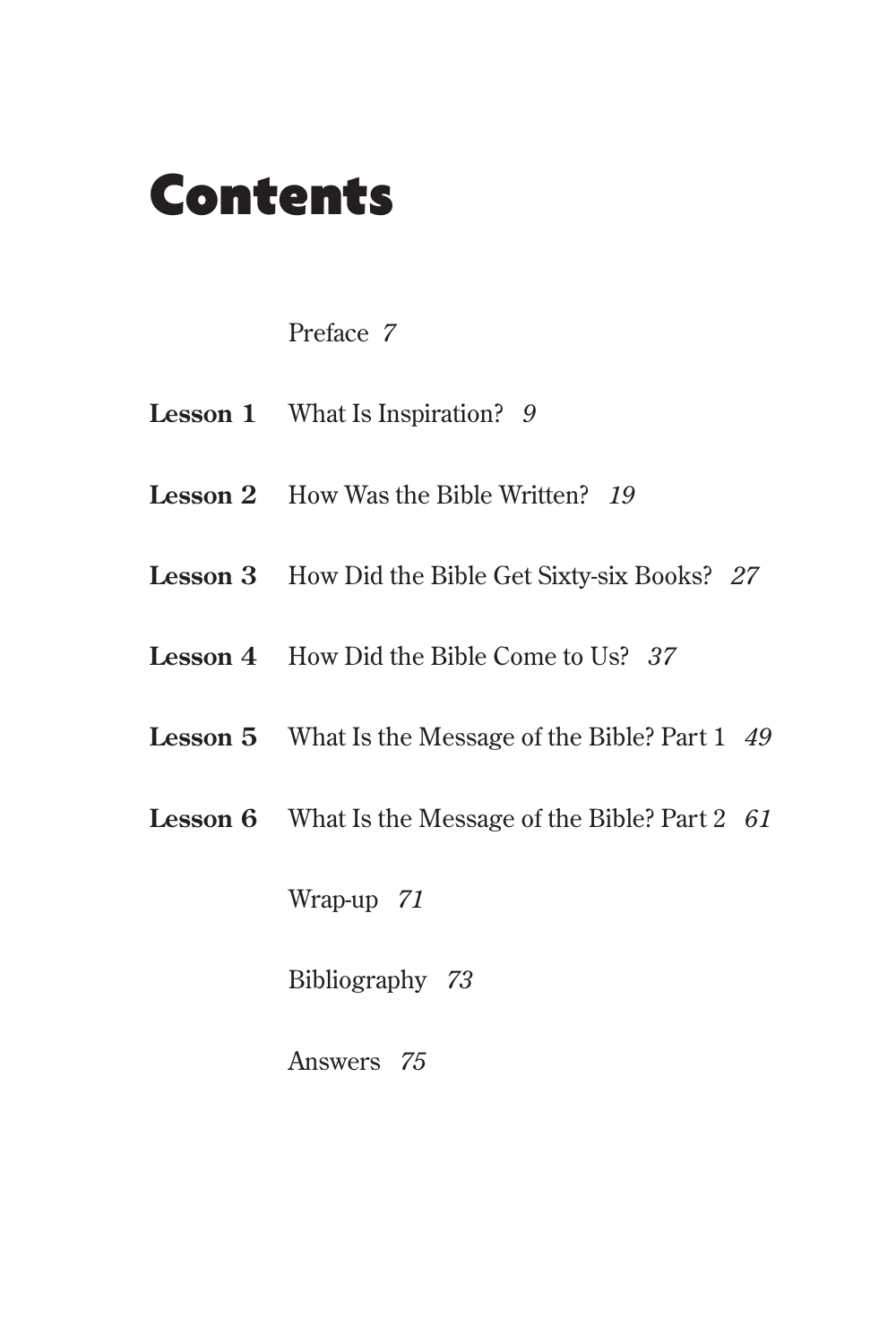# Contents

Preface *7*

**Lesson 1** What Is Inspiration? *9*

**Lesson 2** How Was the Bible Written? *19*

**Lesson 3** How Did the Bible Get Sixty-six Books? *27*

**Lesson 4** How Did the Bible Come to Us? *37*

**Lesson 5** What Is the Message of the Bible? Part 1 *49*

**Lesson 6** What Is the Message of the Bible? Part 2 *61*

Wrap-up *71*

Bibliography *73*

Answers *75*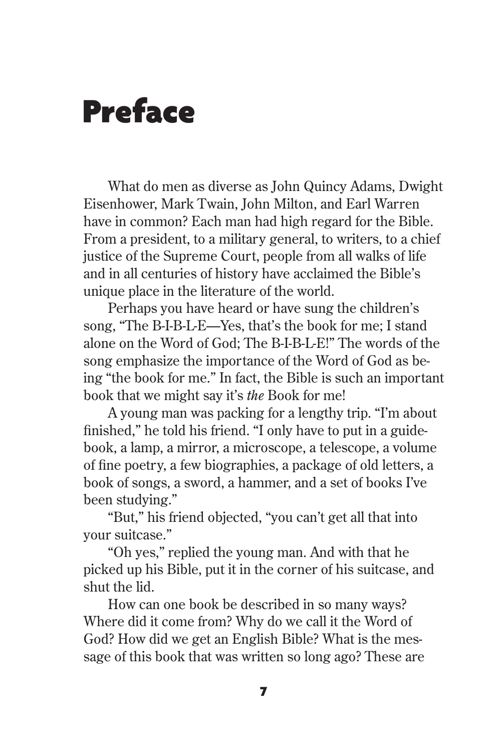# Preface

What do men as diverse as John Quincy Adams, Dwight Eisenhower, Mark Twain, John Milton, and Earl Warren have in common? Each man had high regard for the Bible. From a president, to a military general, to writers, to a chief justice of the Supreme Court, people from all walks of life and in all centuries of history have acclaimed the Bible's unique place in the literature of the world.

Perhaps you have heard or have sung the children's song, "The B-I-B-L-E—Yes, that's the book for me; I stand alone on the Word of God; The B-I-B-L-E!" The words of the song emphasize the importance of the Word of God as being "the book for me." In fact, the Bible is such an important book that we might say it's *the* Book for me!

A young man was packing for a lengthy trip. "I'm about finished," he told his friend. "I only have to put in a guidebook, a lamp, a mirror, a microscope, a telescope, a volume of fine poetry, a few biographies, a package of old letters, a book of songs, a sword, a hammer, and a set of books I've been studying."

"But," his friend objected, "you can't get all that into your suitcase."

"Oh yes," replied the young man. And with that he picked up his Bible, put it in the corner of his suitcase, and shut the lid.

How can one book be described in so many ways? Where did it come from? Why do we call it the Word of God? How did we get an English Bible? What is the message of this book that was written so long ago? These are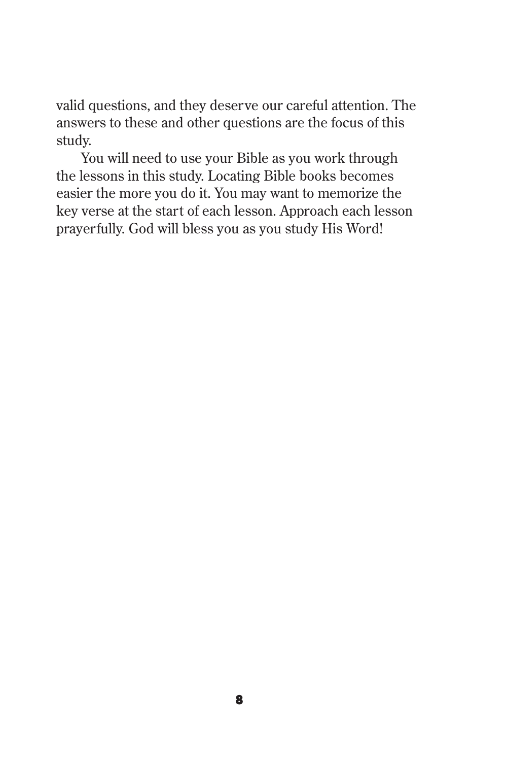valid questions, and they deserve our careful attention. The answers to these and other questions are the focus of this study.

You will need to use your Bible as you work through the lessons in this study. Locating Bible books becomes easier the more you do it. You may want to memorize the key verse at the start of each lesson. Approach each lesson prayerfully. God will bless you as you study His Word!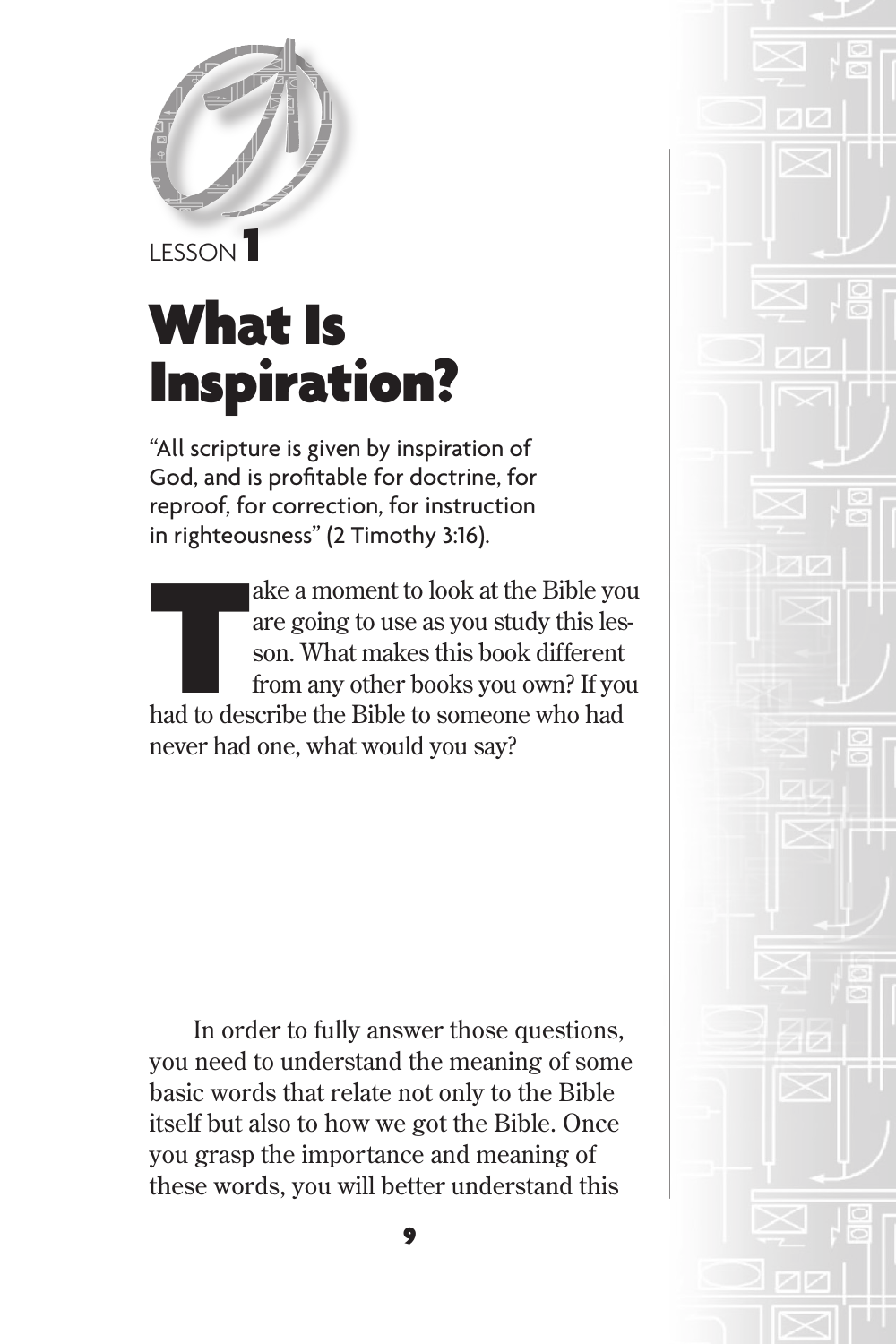LESSON 1

# What Is Inspiration?

"All scripture is given by inspiration of God, and is profitable for doctrine, for reproof, for correction, for instruction in righteousness" (2 Timothy 3:16).

Take a moment to look at the Bible you are going to use as you study this lesson. What makes this book different from any other books you own? If you had to describe the Bible to someone who had never had one, what would you say?

In order to fully answer those questions, you need to understand the meaning of some basic words that relate not only to the Bible itself but also to how we got the Bible. Once you grasp the importance and meaning of these words, you will better understand this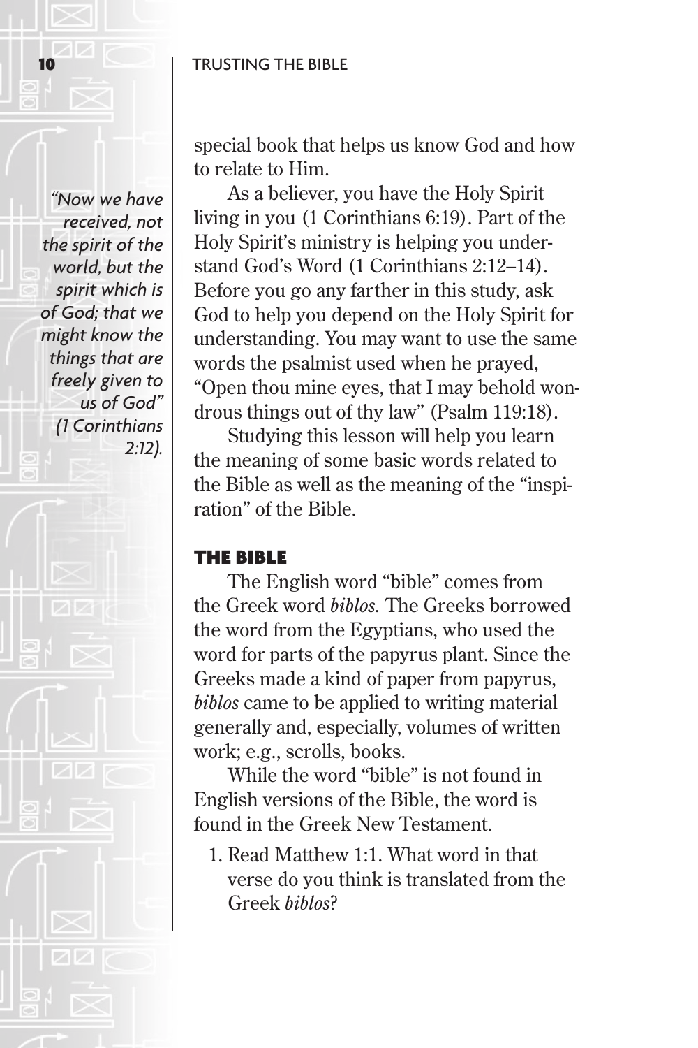special book that helps us know God and how to relate to Him.

*"Now we have received, not the spirit of the world, but the spirit which is of God; that we might know the things that are freely given to us of God" (1 Corinthians 2:12).*

As a believer, you have the Holy Spirit living in you (1 Corinthians 6:19). Part of the Holy Spirit's ministry is helping you understand God's Word (1 Corinthians 2:12–14). Before you go any farther in this study, ask God to help you depend on the Holy Spirit for understanding. You may want to use the same words the psalmist used when he prayed, "Open thou mine eyes, that I may behold wondrous things out of thy law" (Psalm 119:18).

Studying this lesson will help you learn the meaning of some basic words related to the Bible as well as the meaning of the "inspiration" of the Bible.

## THE BIBLE

The English word "bible" comes from the Greek word *biblos.* The Greeks borrowed the word from the Egyptians, who used the word for parts of the papyrus plant. Since the Greeks made a kind of paper from papyrus, *biblos* came to be applied to writing material generally and, especially, volumes of written work; e.g., scrolls, books.

While the word "bible" is not found in English versions of the Bible, the word is found in the Greek New Testament.

1. Read Matthew 1:1. What word in that verse do you think is translated from the Greek *biblos*?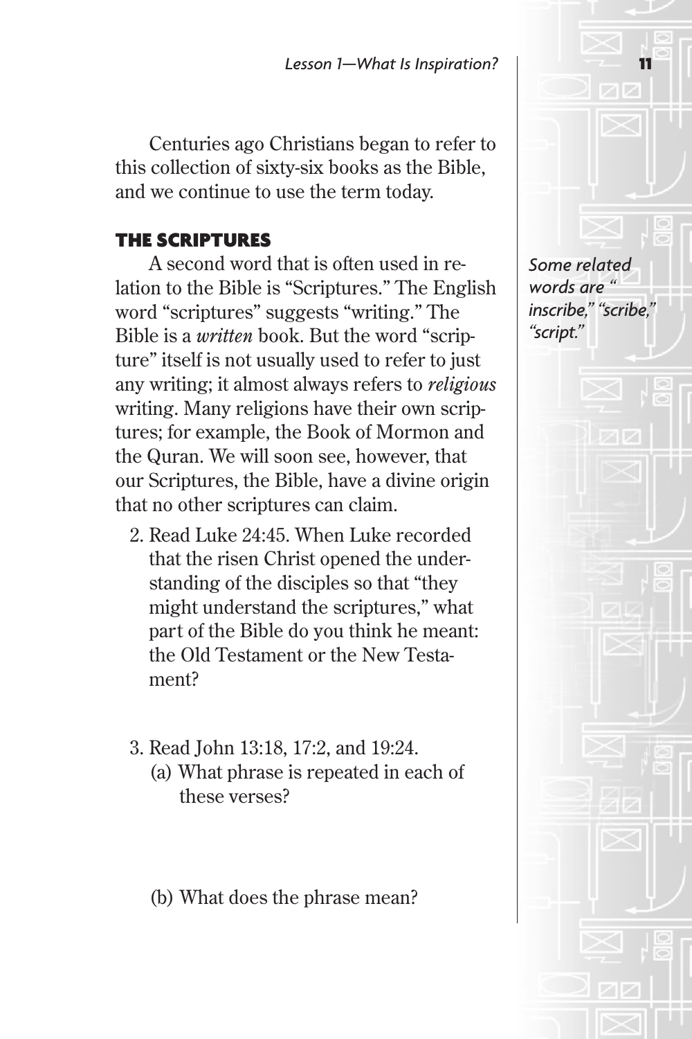Centuries ago Christians began to refer to this collection of sixty-six books as the Bible, and we continue to use the term today.

### THE SCRIPTURES

A second word that is often used in relation to the Bible is "Scriptures." The English word "scriptures" suggests "writing." The Bible is a *written* book. But the word "scripture" itself is not usually used to refer to just any writing; it almost always refers to *religious* writing. Many religions have their own scriptures; for example, the Book of Mormon and the Quran. We will soon see, however, that our Scriptures, the Bible, have a divine origin that no other scriptures can claim.

*Some related words are "inscribe," "scribe," "script."*

2. Read Luke 24:45. When Luke recorded that the risen Christ opened the understanding of the disciples so that "they might understand the scriptures," what part of the Bible do you think he meant: the Old Testament or the New Testament?

3. Read John 13:18, 17:2, and 19:24.
   (a) What phrase is repeated in each of these verses?

   (b) What does the phrase mean?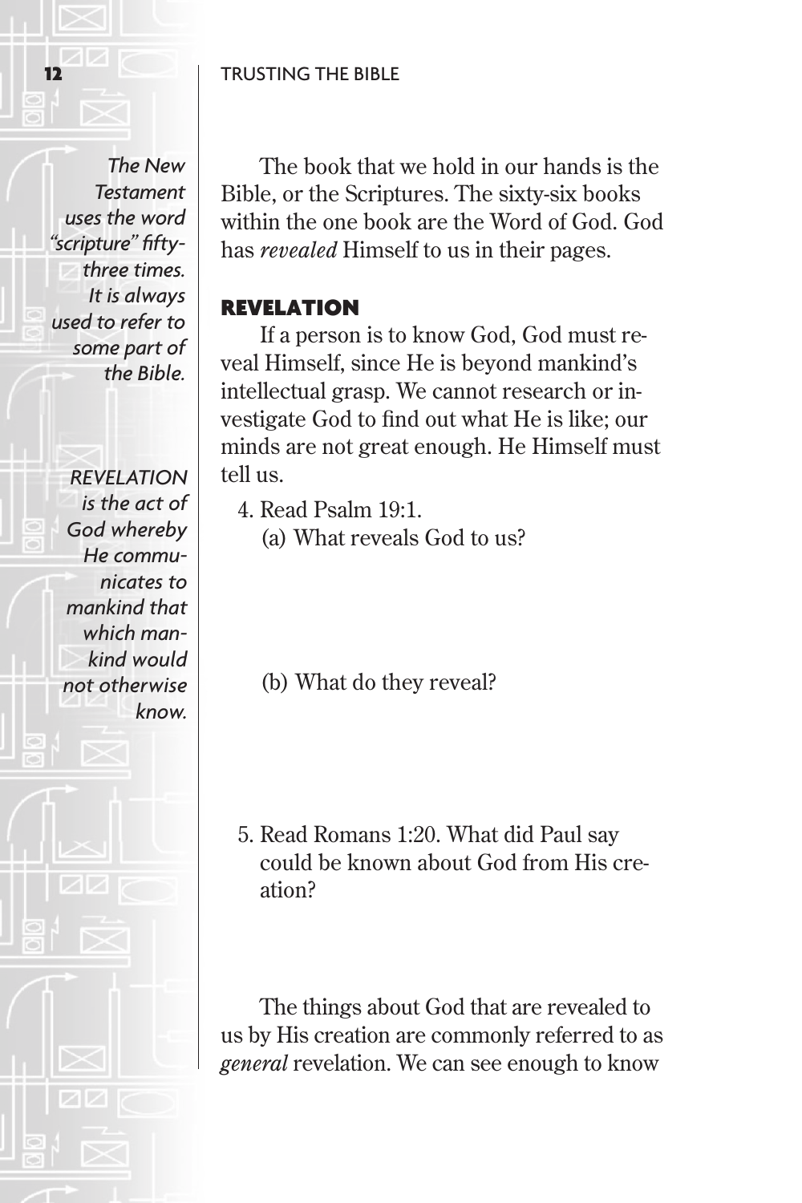*The New Testament uses the word "scripture" fifty-three times. It is always used to refer to some part of the Bible.*

The book that we hold in our hands is the Bible, or the Scriptures. The sixty-six books within the one book are the Word of God. God has *revealed* Himself to us in their pages.

## REVELATION

*REVELATION is the act of God whereby He communicates to mankind that which mankind would not otherwise know.*

If a person is to know God, God must reveal Himself, since He is beyond mankind's intellectual grasp. We cannot research or investigate God to find out what He is like; our minds are not great enough. He Himself must tell us.

4. Read Psalm 19:1.
   (a) What reveals God to us?

   (b) What do they reveal?

5. Read Romans 1:20. What did Paul say could be known about God from His creation?

The things about God that are revealed to us by His creation are commonly referred to as *general* revelation. We can see enough to know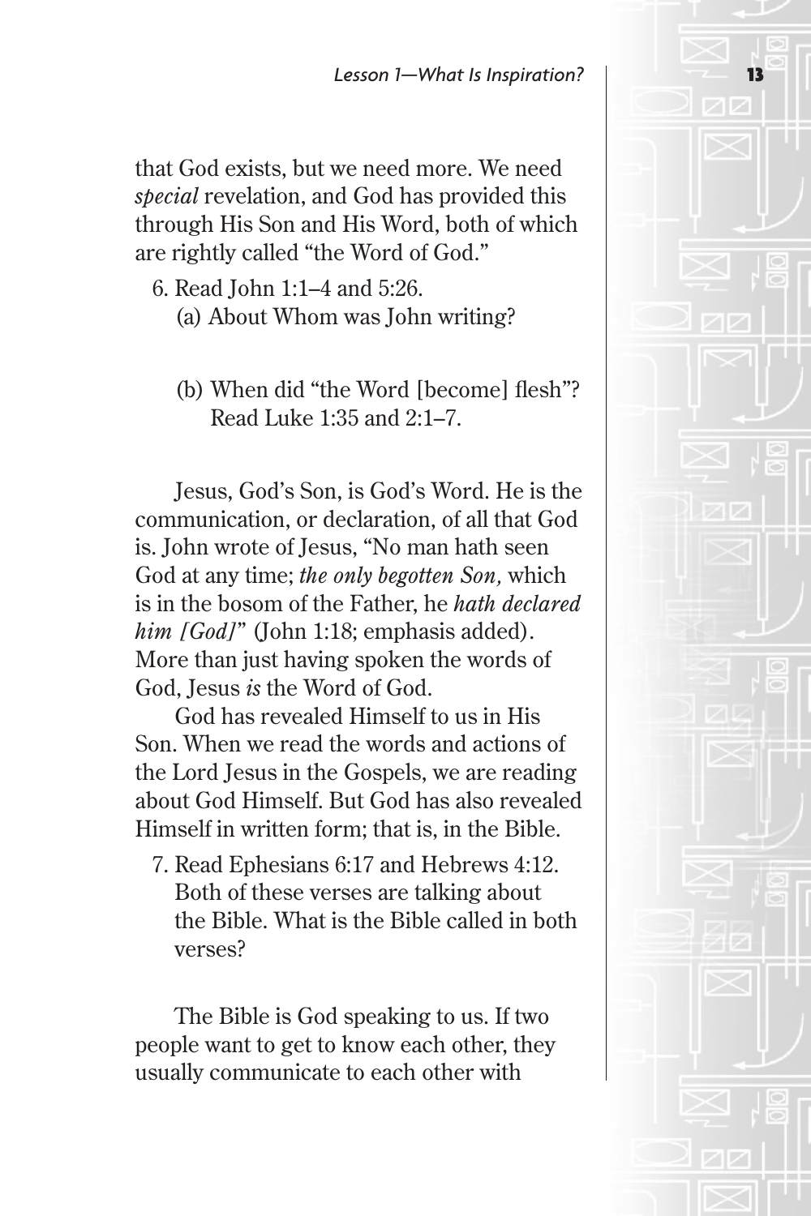that God exists, but we need more. We need *special* revelation, and God has provided this through His Son and His Word, both of which are rightly called "the Word of God."

6. Read John 1:1–4 and 5:26.
   (a) About Whom was John writing?

   (b) When did "the Word [become] flesh"? Read Luke 1:35 and 2:1–7.

Jesus, God's Son, is God's Word. He is the communication, or declaration, of all that God is. John wrote of Jesus, "No man hath seen God at any time; *the only begotten Son,* which is in the bosom of the Father, he *hath declared him [God]*" (John 1:18; emphasis added). More than just having spoken the words of God, Jesus *is* the Word of God.

God has revealed Himself to us in His Son. When we read the words and actions of the Lord Jesus in the Gospels, we are reading about God Himself. But God has also revealed Himself in written form; that is, in the Bible.

7. Read Ephesians 6:17 and Hebrews 4:12. Both of these verses are talking about the Bible. What is the Bible called in both verses?

The Bible is God speaking to us. If two people want to get to know each other, they usually communicate to each other with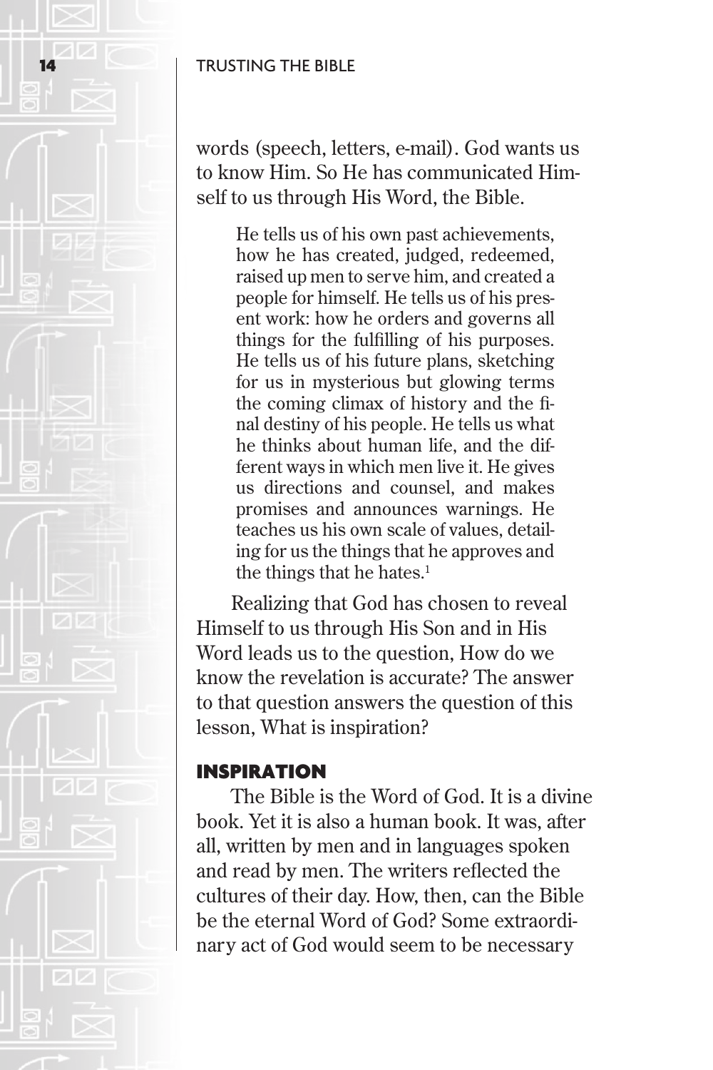words (speech, letters, e-mail). God wants us to know Him. So He has communicated Himself to us through His Word, the Bible.

> He tells us of his own past achievements, how he has created, judged, redeemed, raised up men to serve him, and created a people for himself. He tells us of his present work: how he orders and governs all things for the fulfilling of his purposes. He tells us of his future plans, sketching for us in mysterious but glowing terms the coming climax of history and the final destiny of his people. He tells us what he thinks about human life, and the different ways in which men live it. He gives us directions and counsel, and makes promises and announces warnings. He teaches us his own scale of values, detailing for us the things that he approves and the things that he hates.[1]

Realizing that God has chosen to reveal Himself to us through His Son and in His Word leads us to the question, How do we know the revelation is accurate? The answer to that question answers the question of this lesson, What is inspiration?

## INSPIRATION

The Bible is the Word of God. It is a divine book. Yet it is also a human book. It was, after all, written by men and in languages spoken and read by men. The writers reflected the cultures of their day. How, then, can the Bible be the eternal Word of God? Some extraordinary act of God would seem to be necessary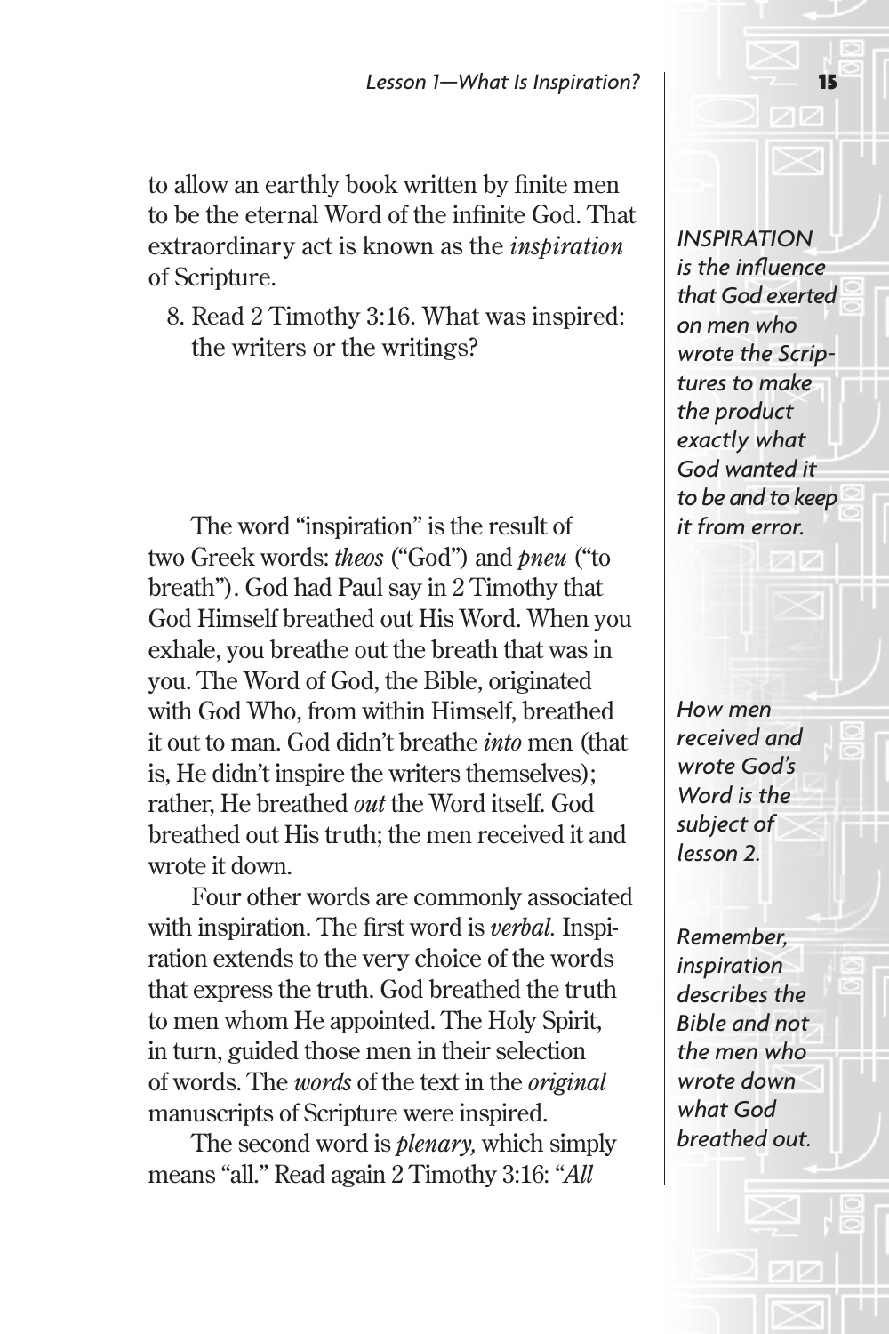to allow an earthly book written by finite men to be the eternal Word of the infinite God. That extraordinary act is known as the *inspiration* of Scripture.

8. Read 2 Timothy 3:16. What was inspired: the writers or the writings?

*INSPIRATION is the influence that God exerted on men who wrote the Scriptures to make the product exactly what God wanted it to be and to keep it from error.*

The word "inspiration" is the result of two Greek words: *theos* ("God") and *pneu* ("to breath"). God had Paul say in 2 Timothy that God Himself breathed out His Word. When you exhale, you breathe out the breath that was in you. The Word of God, the Bible, originated with God Who, from within Himself, breathed it out to man. God didn't breathe *into* men (that is, He didn't inspire the writers themselves); rather, He breathed *out* the Word itself. God breathed out His truth; the men received it and wrote it down.

*How men received and wrote God's Word is the subject of lesson 2.*

Four other words are commonly associated with inspiration. The first word is *verbal.* Inspiration extends to the very choice of the words that express the truth. God breathed the truth to men whom He appointed. The Holy Spirit, in turn, guided those men in their selection of words. The *words* of the text in the *original* manuscripts of Scripture were inspired.

*Remember, inspiration describes the Bible and not the men who wrote down what God breathed out.*

The second word is *plenary,* which simply means "all." Read again 2 Timothy 3:16: "*All*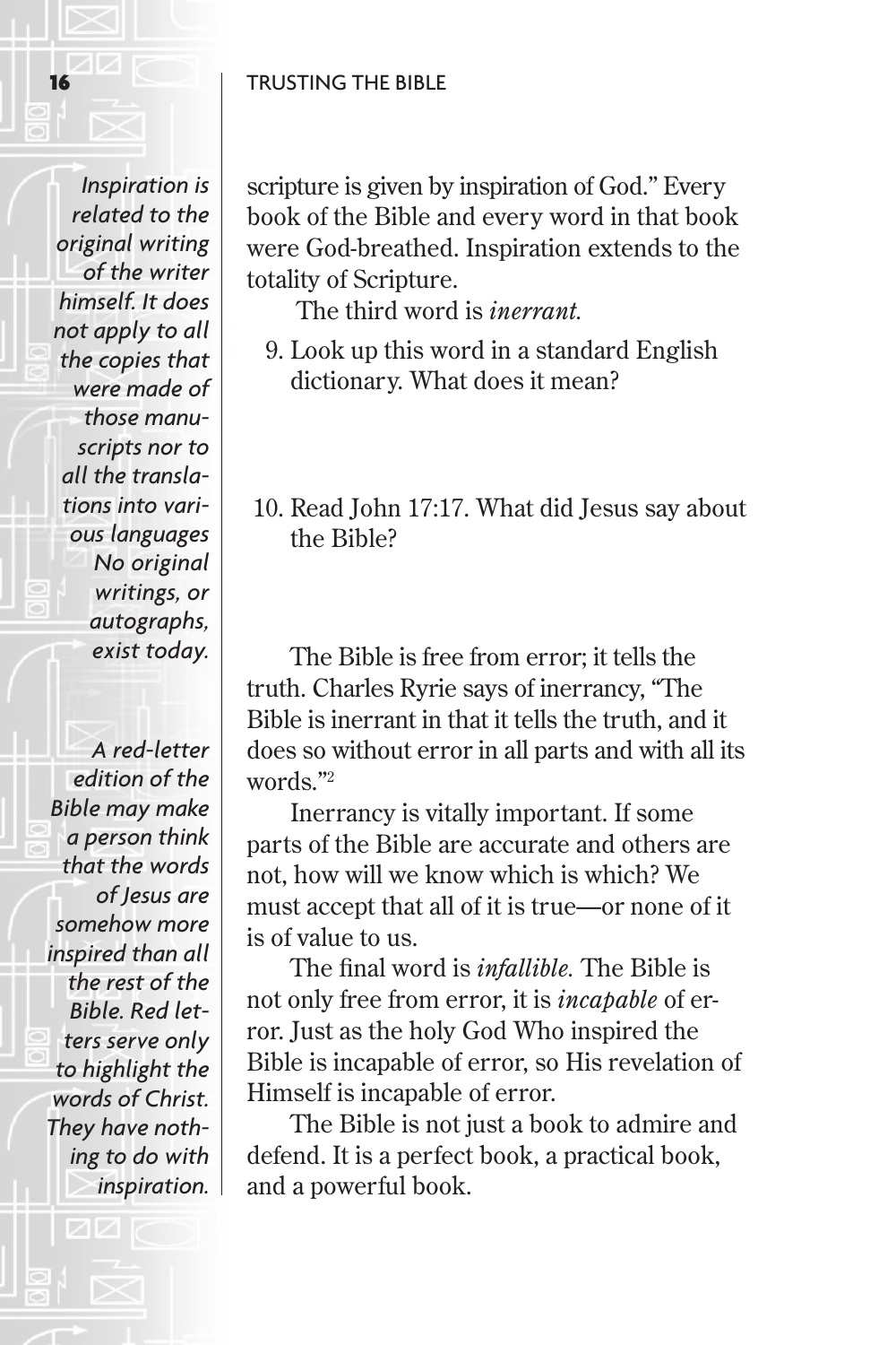scripture is given by inspiration of God." Every book of the Bible and every word in that book were God-breathed. Inspiration extends to the totality of Scripture.

*Inspiration is related to the original writing of the writer himself. It does not apply to all the copies that were made of those manuscripts nor to all the translations into various languages No original writings, or autographs, exist today.*

The third word is *inerrant.*

9. Look up this word in a standard English dictionary. What does it mean?

10. Read John 17:17. What did Jesus say about the Bible?

The Bible is free from error; it tells the truth. Charles Ryrie says of inerrancy, "The Bible is inerrant in that it tells the truth, and it does so without error in all parts and with all its words."[2]

*A red-letter edition of the Bible may make a person think that the words of Jesus are somehow more inspired than all the rest of the Bible. Red letters serve only to highlight the words of Christ. They have nothing to do with inspiration.*

Inerrancy is vitally important. If some parts of the Bible are accurate and others are not, how will we know which is which? We must accept that all of it is true—or none of it is of value to us.

The final word is *infallible.* The Bible is not only free from error, it is *incapable* of error. Just as the holy God Who inspired the Bible is incapable of error, so His revelation of Himself is incapable of error.

The Bible is not just a book to admire and defend. It is a perfect book, a practical book, and a powerful book.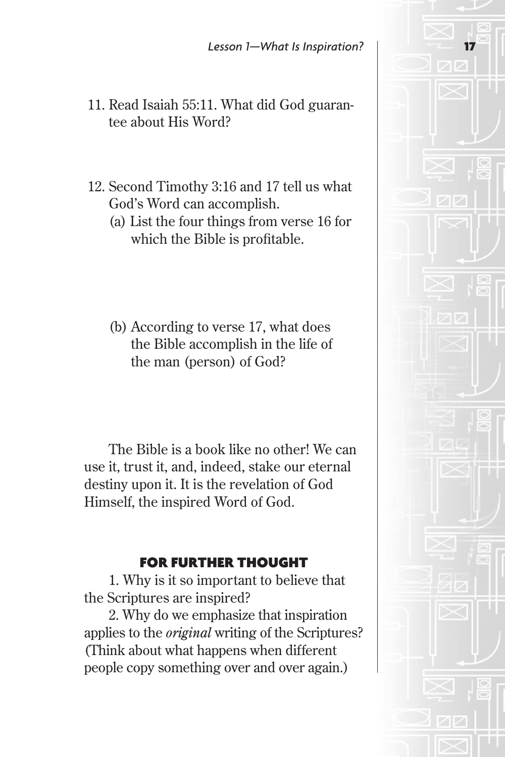11. Read Isaiah 55:11. What did God guarantee about His Word?

12. Second Timothy 3:16 and 17 tell us what God's Word can accomplish.
    (a) List the four things from verse 16 for which the Bible is profitable.

    (b) According to verse 17, what does the Bible accomplish in the life of the man (person) of God?

The Bible is a book like no other! We can use it, trust it, and, indeed, stake our eternal destiny upon it. It is the revelation of God Himself, the inspired Word of God.

### FOR FURTHER THOUGHT

1. Why is it so important to believe that the Scriptures are inspired?

2. Why do we emphasize that inspiration applies to the *original* writing of the Scriptures? (Think about what happens when different people copy something over and over again.)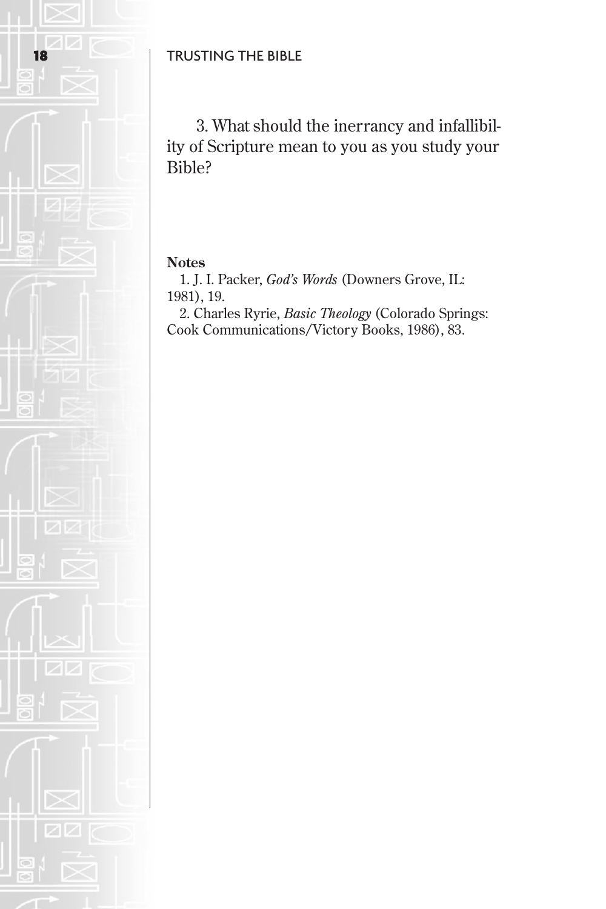3. What should the inerrancy and infallibility of Scripture mean to you as you study your Bible?

**Notes**

1. J. I. Packer, *God's Words* (Downers Grove, IL: 1981), 19.
2. Charles Ryrie, *Basic Theology* (Colorado Springs: Cook Communications/Victory Books, 1986), 83.